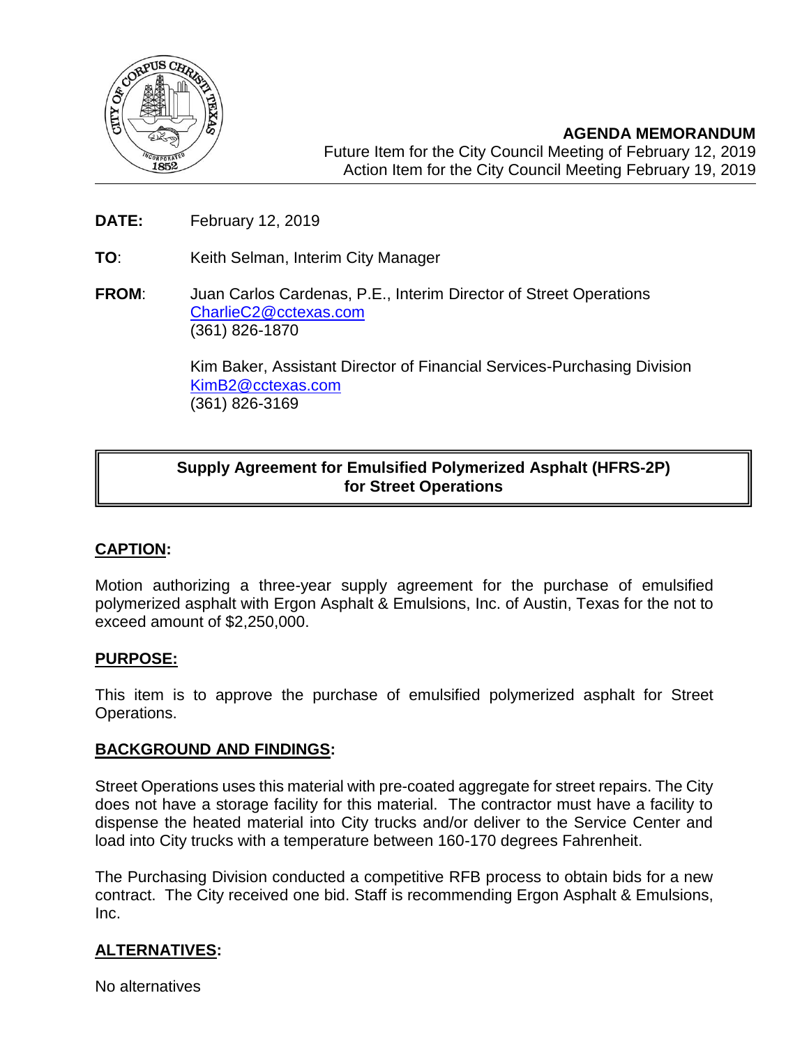**AGENDA MEMORANDUM**
Future Item for the City Council Meeting of February 12, 2019
Action Item for the City Council Meeting February 19, 2019

**DATE:** February 12, 2019

**TO**: Keith Selman, Interim City Manager

**FROM**: Juan Carlos Cardenas, P.E., Interim Director of Street Operations
CharlieC2@cctexas.com
(361) 826-1870

Kim Baker, Assistant Director of Financial Services-Purchasing Division
KimB2@cctexas.com
(361) 826-3169

**Supply Agreement for Emulsified Polymerized Asphalt (HFRS-2P) for Street Operations**

## CAPTION:

Motion authorizing a three-year supply agreement for the purchase of emulsified polymerized asphalt with Ergon Asphalt & Emulsions, Inc. of Austin, Texas for the not to exceed amount of $2,250,000.

## PURPOSE:

This item is to approve the purchase of emulsified polymerized asphalt for Street Operations.

## BACKGROUND AND FINDINGS:

Street Operations uses this material with pre-coated aggregate for street repairs. The City does not have a storage facility for this material. The contractor must have a facility to dispense the heated material into City trucks and/or deliver to the Service Center and load into City trucks with a temperature between 160-170 degrees Fahrenheit.

The Purchasing Division conducted a competitive RFB process to obtain bids for a new contract. The City received one bid. Staff is recommending Ergon Asphalt & Emulsions, Inc.

## ALTERNATIVES:

No alternatives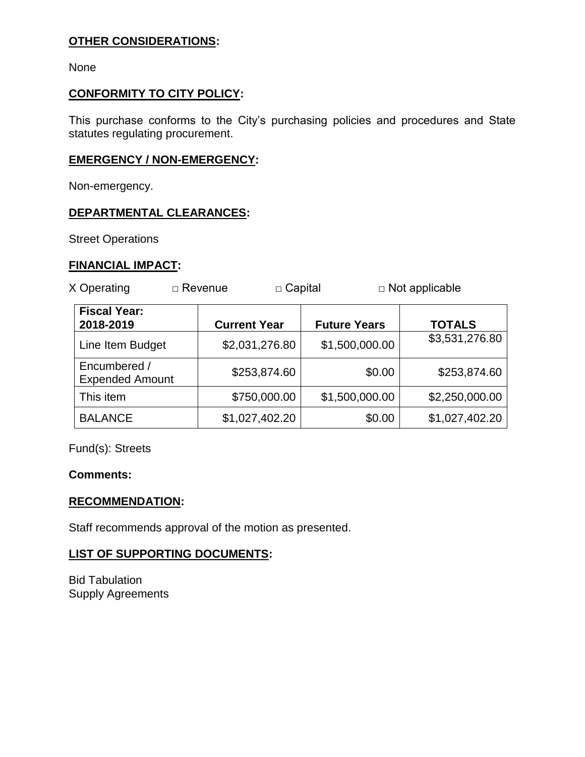**OTHER CONSIDERATIONS:**

None

**CONFORMITY TO CITY POLICY:**

This purchase conforms to the City's purchasing policies and procedures and State statutes regulating procurement.

**EMERGENCY / NON-EMERGENCY:**

Non-emergency.

**DEPARTMENTAL CLEARANCES:**

Street Operations

**FINANCIAL IMPACT:**

X Operating □ Revenue □ Capital □ Not applicable

| Fiscal Year: 2018-2019 | Current Year | Future Years | TOTALS |
|---|---|---|---|
| Line Item Budget | $2,031,276.80 | $1,500,000.00 | $3,531,276.80 |
| Encumbered / Expended Amount | $253,874.60 | $0.00 | $253,874.60 |
| This item | $750,000.00 | $1,500,000.00 | $2,250,000.00 |
| BALANCE | $1,027,402.20 | $0.00 | $1,027,402.20 |

Fund(s): Streets

**Comments:**

**RECOMMENDATION:**

Staff recommends approval of the motion as presented.

**LIST OF SUPPORTING DOCUMENTS:**

Bid Tabulation
Supply Agreements